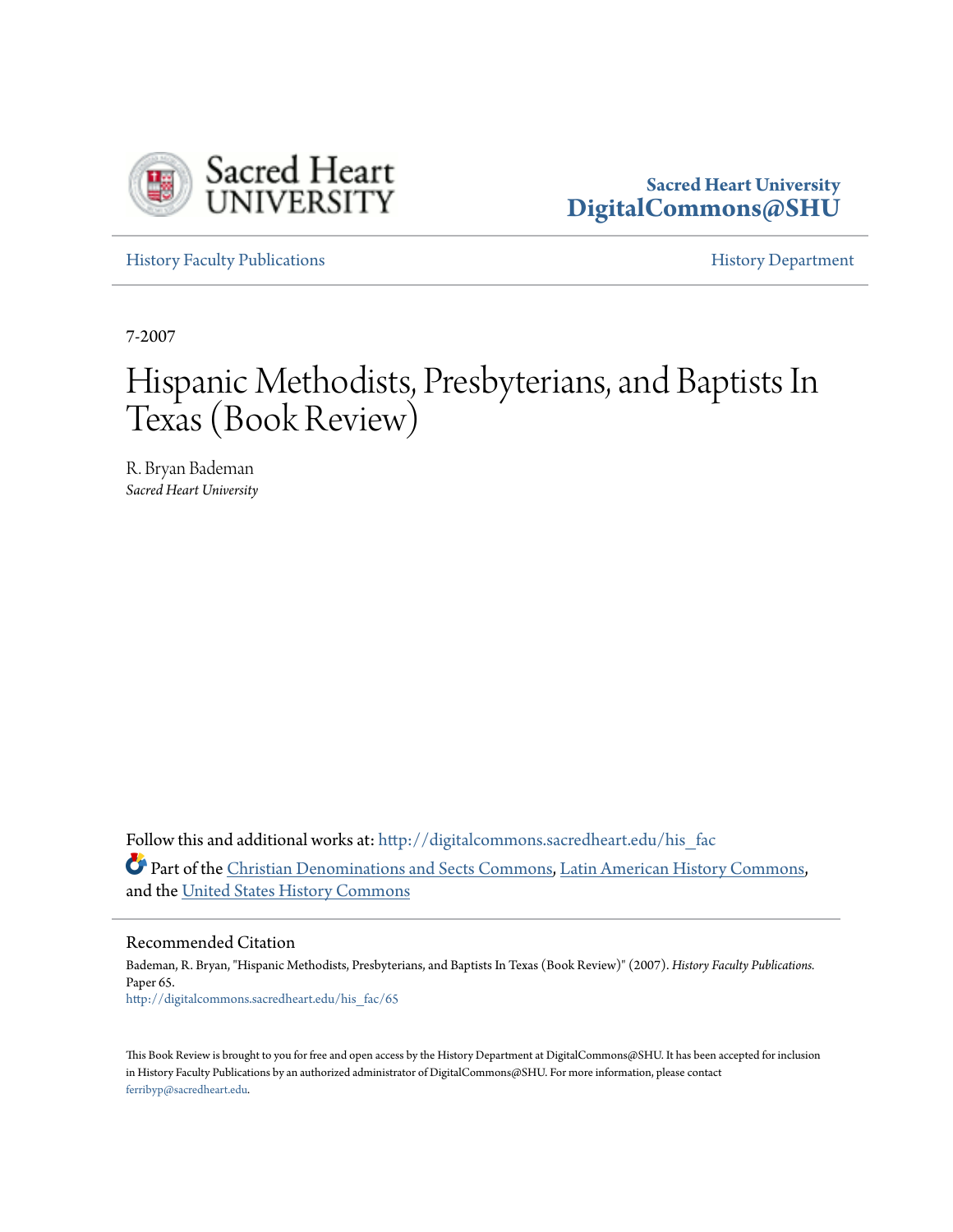Sacred Heart University
**DigitalCommons@SHU**

History Faculty Publications | History Department

7-2007

# Hispanic Methodists, Presbyterians, and Baptists In Texas (Book Review)

R. Bryan Bademan
*Sacred Heart University*

Follow this and additional works at: http://digitalcommons.sacredheart.edu/his_fac

Part of the Christian Denominations and Sects Commons, Latin American History Commons, and the United States History Commons

## Recommended Citation

Bademan, R. Bryan, "Hispanic Methodists, Presbyterians, and Baptists In Texas (Book Review)" (2007). *History Faculty Publications*. Paper 65.
http://digitalcommons.sacredheart.edu/his_fac/65

This Book Review is brought to you for free and open access by the History Department at DigitalCommons@SHU. It has been accepted for inclusion in History Faculty Publications by an authorized administrator of DigitalCommons@SHU. For more information, please contact ferribyp@sacredheart.edu.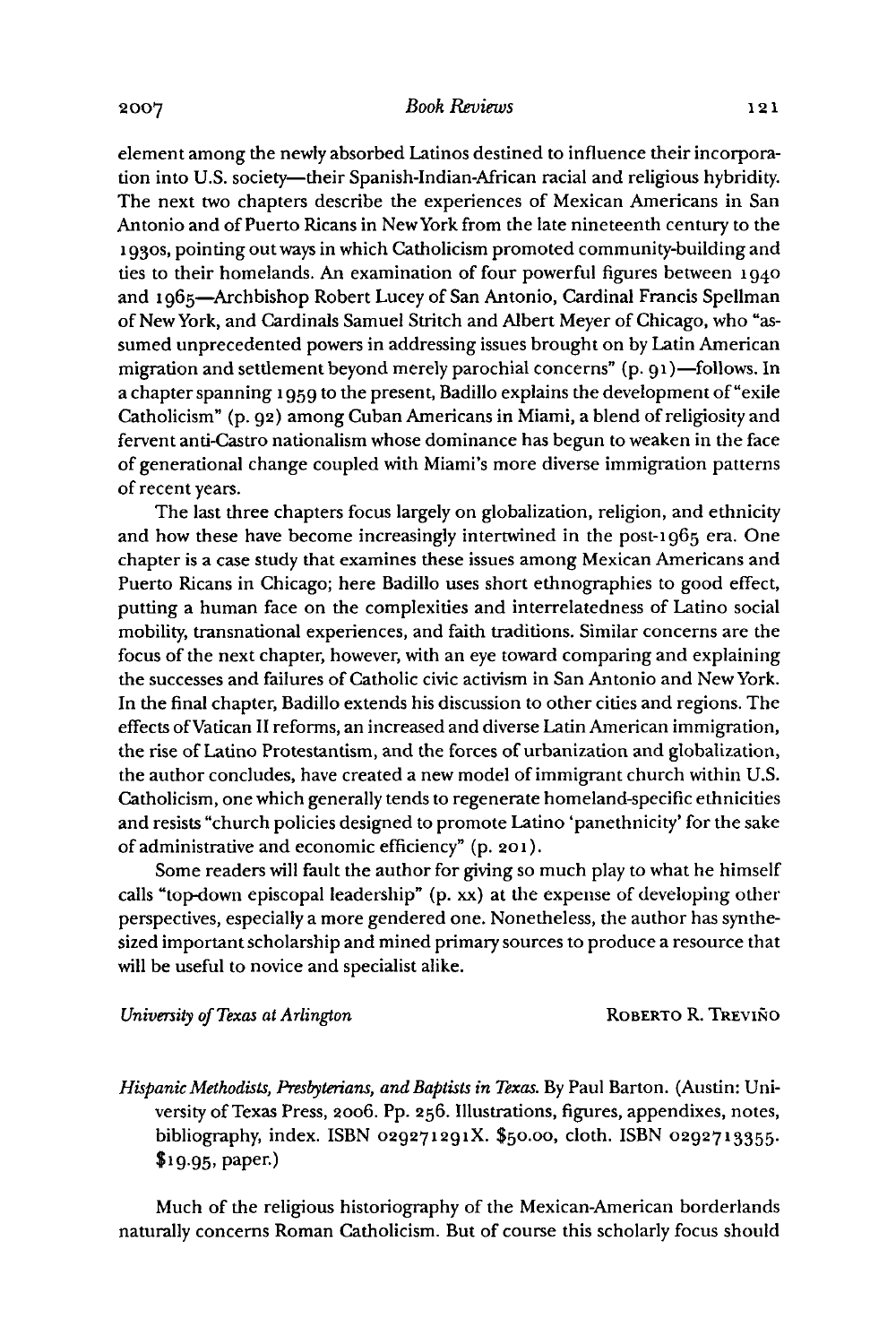element among the newly absorbed Latinos destined to influence their incorporation into U.S. society—their Spanish-Indian-African racial and religious hybridity. The next two chapters describe the experiences of Mexican Americans in San Antonio and of Puerto Ricans in New York from the late nineteenth century to the 1930s, pointing out ways in which Catholicism promoted community-building and ties to their homelands. An examination of four powerful figures between 1940 and 1965—Archbishop Robert Lucey of San Antonio, Cardinal Francis Spellman of New York, and Cardinals Samuel Stritch and Albert Meyer of Chicago, who "assumed unprecedented powers in addressing issues brought on by Latin American migration and settlement beyond merely parochial concerns" (p. 91)—follows. In a chapter spanning 1959 to the present, Badillo explains the development of "exile Catholicism" (p. 92) among Cuban Americans in Miami, a blend of religiosity and fervent anti-Castro nationalism whose dominance has begun to weaken in the face of generational change coupled with Miami's more diverse immigration patterns of recent years.

The last three chapters focus largely on globalization, religion, and ethnicity and how these have become increasingly intertwined in the post-1965 era. One chapter is a case study that examines these issues among Mexican Americans and Puerto Ricans in Chicago; here Badillo uses short ethnographies to good effect, putting a human face on the complexities and interrelatedness of Latino social mobility, transnational experiences, and faith traditions. Similar concerns are the focus of the next chapter, however, with an eye toward comparing and explaining the successes and failures of Catholic civic activism in San Antonio and New York. In the final chapter, Badillo extends his discussion to other cities and regions. The effects of Vatican II reforms, an increased and diverse Latin American immigration, the rise of Latino Protestantism, and the forces of urbanization and globalization, the author concludes, have created a new model of immigrant church within U.S. Catholicism, one which generally tends to regenerate homeland-specific ethnicities and resists "church policies designed to promote Latino 'panethnicity' for the sake of administrative and economic efficiency" (p. 201).

Some readers will fault the author for giving so much play to what he himself calls "top-down episcopal leadership" (p. xx) at the expense of developing other perspectives, especially a more gendered one. Nonetheless, the author has synthesized important scholarship and mined primary sources to produce a resource that will be useful to novice and specialist alike.

*University of Texas at Arlington* ROBERTO R. TREVIÑO

*Hispanic Methodists, Presbyterians, and Baptists in Texas.* By Paul Barton. (Austin: University of Texas Press, 2006. Pp. 256. Illustrations, figures, appendixes, notes, bibliography, index. ISBN 029271291X. $50.00, cloth. ISBN 0292713355. $19.95, paper.)

Much of the religious historiography of the Mexican-American borderlands naturally concerns Roman Catholicism. But of course this scholarly focus should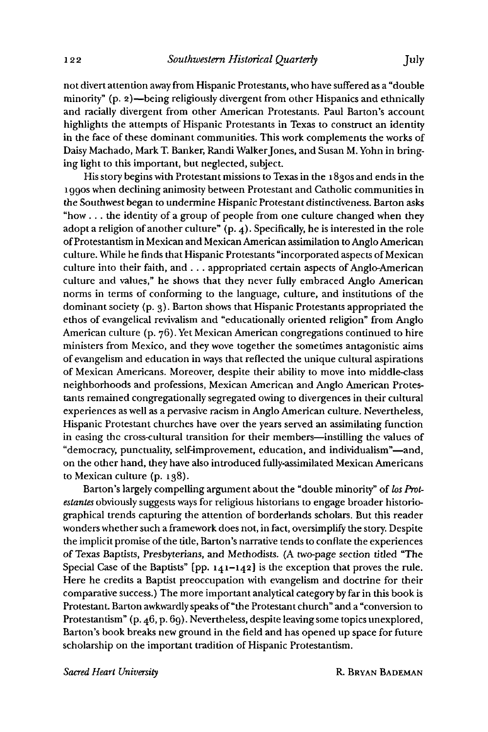not divert attention away from Hispanic Protestants, who have suffered as a "double minority" (p. 2)—being religiously divergent from other Hispanics and ethnically and racially divergent from other American Protestants. Paul Barton's account highlights the attempts of Hispanic Protestants in Texas to construct an identity in the face of these dominant communities. This work complements the works of Daisy Machado, Mark T. Banker, Randi Walker Jones, and Susan M. Yohn in bringing light to this important, but neglected, subject.

His story begins with Protestant missions to Texas in the 1830s and ends in the 1990s when declining animosity between Protestant and Catholic communities in the Southwest began to undermine Hispanic Protestant distinctiveness. Barton asks "how . . . the identity of a group of people from one culture changed when they adopt a religion of another culture" (p. 4). Specifically, he is interested in the role of Protestantism in Mexican and Mexican American assimilation to Anglo American culture. While he finds that Hispanic Protestants "incorporated aspects of Mexican culture into their faith, and . . . appropriated certain aspects of Anglo-American culture and values," he shows that they never fully embraced Anglo American norms in terms of conforming to the language, culture, and institutions of the dominant society (p. 3). Barton shows that Hispanic Protestants appropriated the ethos of evangelical revivalism and "educationally oriented religion" from Anglo American culture (p. 76). Yet Mexican American congregations continued to hire ministers from Mexico, and they wove together the sometimes antagonistic aims of evangelism and education in ways that reflected the unique cultural aspirations of Mexican Americans. Moreover, despite their ability to move into middle-class neighborhoods and professions, Mexican American and Anglo American Protestants remained congregationally segregated owing to divergences in their cultural experiences as well as a pervasive racism in Anglo American culture. Nevertheless, Hispanic Protestant churches have over the years served an assimilating function in easing the cross-cultural transition for their members—instilling the values of "democracy, punctuality, self-improvement, education, and individualism"—and, on the other hand, they have also introduced fully-assimilated Mexican Americans to Mexican culture (p. 138).

Barton's largely compelling argument about the "double minority" of *los Protestantes* obviously suggests ways for religious historians to engage broader historiographical trends capturing the attention of borderlands scholars. But this reader wonders whether such a framework does not, in fact, oversimplify the story. Despite the implicit promise of the title, Barton's narrative tends to conflate the experiences of Texas Baptists, Presbyterians, and Methodists. (A two-page section titled "The Special Case of the Baptists" [pp. 141–142] is the exception that proves the rule. Here he credits a Baptist preoccupation with evangelism and doctrine for their comparative success.) The more important analytical category by far in this book is Protestant. Barton awkwardly speaks of "the Protestant church" and a "conversion to Protestantism" (p. 46, p. 69). Nevertheless, despite leaving some topics unexplored, Barton's book breaks new ground in the field and has opened up space for future scholarship on the important tradition of Hispanic Protestantism.

*Sacred Heart University* R. BRYAN BADEMAN